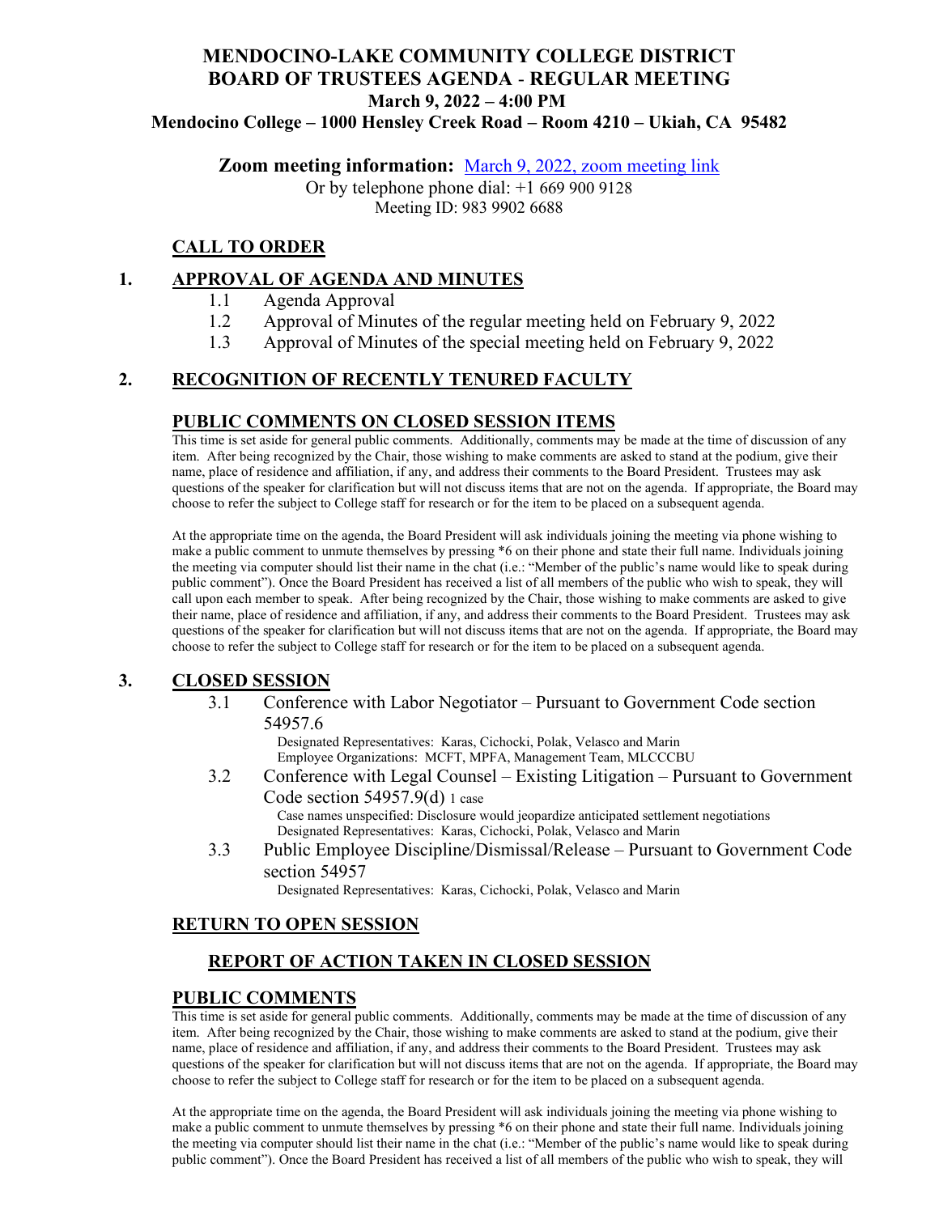# MENDOCINO-LAKE COMMUNITY COLLEGE DISTRICT
# BOARD OF TRUSTEES AGENDA - REGULAR MEETING
## March 9, 2022 – 4:00 PM
## Mendocino College – 1000 Hensley Creek Road – Room 4210 – Ukiah, CA 95482

**Zoom meeting information:** [March 9, 2022, zoom meeting link]

Or by telephone phone dial: +1 669 900 9128
Meeting ID: 983 9902 6688

## CALL TO ORDER

## 1. APPROVAL OF AGENDA AND MINUTES

- 1.1 Agenda Approval
- 1.2 Approval of Minutes of the regular meeting held on February 9, 2022
- 1.3 Approval of Minutes of the special meeting held on February 9, 2022

## 2. RECOGNITION OF RECENTLY TENURED FACULTY

## PUBLIC COMMENTS ON CLOSED SESSION ITEMS

This time is set aside for general public comments. Additionally, comments may be made at the time of discussion of any item. After being recognized by the Chair, those wishing to make comments are asked to stand at the podium, give their name, place of residence and affiliation, if any, and address their comments to the Board President. Trustees may ask questions of the speaker for clarification but will not discuss items that are not on the agenda. If appropriate, the Board may choose to refer the subject to College staff for research or for the item to be placed on a subsequent agenda.

At the appropriate time on the agenda, the Board President will ask individuals joining the meeting via phone wishing to make a public comment to unmute themselves by pressing *6 on their phone and state their full name. Individuals joining the meeting via computer should list their name in the chat (i.e.: "Member of the public's name would like to speak during public comment"). Once the Board President has received a list of all members of the public who wish to speak, they will call upon each member to speak. After being recognized by the Chair, those wishing to make comments are asked to give their name, place of residence and affiliation, if any, and address their comments to the Board President. Trustees may ask questions of the speaker for clarification but will not discuss items that are not on the agenda. If appropriate, the Board may choose to refer the subject to College staff for research or for the item to be placed on a subsequent agenda.

## 3. CLOSED SESSION

- 3.1 Conference with Labor Negotiator – Pursuant to Government Code section 54957.6
  Designated Representatives: Karas, Cichocki, Polak, Velasco and Marin
  Employee Organizations: MCFT, MPFA, Management Team, MLCCCBU
- 3.2 Conference with Legal Counsel – Existing Litigation – Pursuant to Government Code section 54957.9(d) 1 case
  Case names unspecified: Disclosure would jeopardize anticipated settlement negotiations
  Designated Representatives: Karas, Cichocki, Polak, Velasco and Marin
- 3.3 Public Employee Discipline/Dismissal/Release – Pursuant to Government Code section 54957
  Designated Representatives: Karas, Cichocki, Polak, Velasco and Marin

## RETURN TO OPEN SESSION

### REPORT OF ACTION TAKEN IN CLOSED SESSION

## PUBLIC COMMENTS

This time is set aside for general public comments. Additionally, comments may be made at the time of discussion of any item. After being recognized by the Chair, those wishing to make comments are asked to stand at the podium, give their name, place of residence and affiliation, if any, and address their comments to the Board President. Trustees may ask questions of the speaker for clarification but will not discuss items that are not on the agenda. If appropriate, the Board may choose to refer the subject to College staff for research or for the item to be placed on a subsequent agenda.

At the appropriate time on the agenda, the Board President will ask individuals joining the meeting via phone wishing to make a public comment to unmute themselves by pressing *6 on their phone and state their full name. Individuals joining the meeting via computer should list their name in the chat (i.e.: "Member of the public's name would like to speak during public comment"). Once the Board President has received a list of all members of the public who wish to speak, they will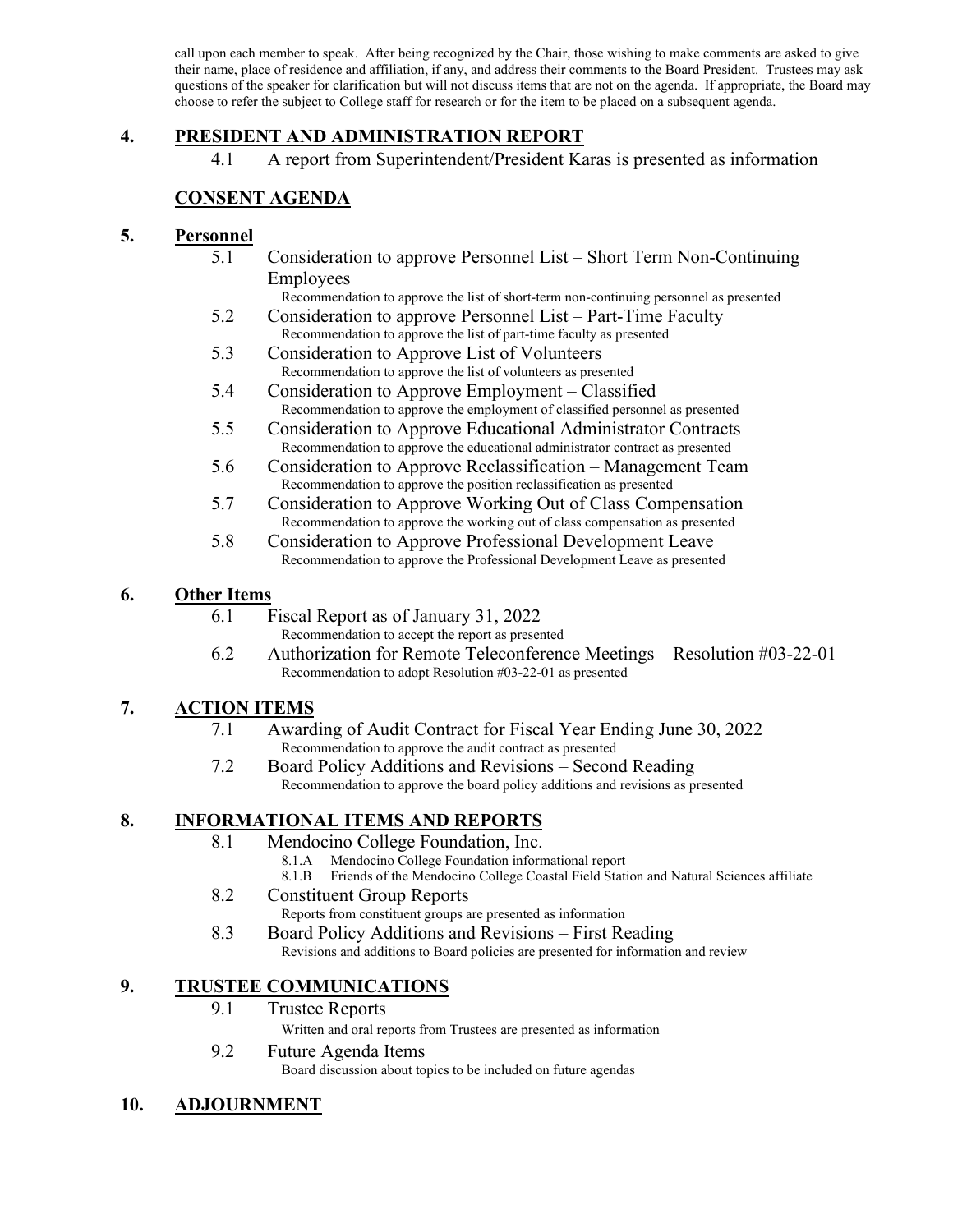call upon each member to speak. After being recognized by the Chair, those wishing to make comments are asked to give their name, place of residence and affiliation, if any, and address their comments to the Board President. Trustees may ask questions of the speaker for clarification but will not discuss items that are not on the agenda. If appropriate, the Board may choose to refer the subject to College staff for research or for the item to be placed on a subsequent agenda.

## 4. PRESIDENT AND ADMINISTRATION REPORT

4.1 A report from Superintendent/President Karas is presented as information

## CONSENT AGENDA

## 5. Personnel

5.1 Consideration to approve Personnel List – Short Term Non-Continuing Employees
   Recommendation to approve the list of short-term non-continuing personnel as presented

5.2 Consideration to approve Personnel List – Part-Time Faculty
   Recommendation to approve the list of part-time faculty as presented

5.3 Consideration to Approve List of Volunteers
   Recommendation to approve the list of volunteers as presented

5.4 Consideration to Approve Employment – Classified
   Recommendation to approve the employment of classified personnel as presented

5.5 Consideration to Approve Educational Administrator Contracts
   Recommendation to approve the educational administrator contract as presented

5.6 Consideration to Approve Reclassification – Management Team
   Recommendation to approve the position reclassification as presented

5.7 Consideration to Approve Working Out of Class Compensation
   Recommendation to approve the working out of class compensation as presented

5.8 Consideration to Approve Professional Development Leave
   Recommendation to approve the Professional Development Leave as presented

## 6. Other Items

6.1 Fiscal Report as of January 31, 2022
   Recommendation to accept the report as presented

6.2 Authorization for Remote Teleconference Meetings – Resolution #03-22-01
   Recommendation to adopt Resolution #03-22-01 as presented

## 7. ACTION ITEMS

7.1 Awarding of Audit Contract for Fiscal Year Ending June 30, 2022
   Recommendation to approve the audit contract as presented

7.2 Board Policy Additions and Revisions – Second Reading
   Recommendation to approve the board policy additions and revisions as presented

## 8. INFORMATIONAL ITEMS AND REPORTS

8.1 Mendocino College Foundation, Inc.
   8.1.A Mendocino College Foundation informational report
   8.1.B Friends of the Mendocino College Coastal Field Station and Natural Sciences affiliate

8.2 Constituent Group Reports
   Reports from constituent groups are presented as information

8.3 Board Policy Additions and Revisions – First Reading
   Revisions and additions to Board policies are presented for information and review

## 9. TRUSTEE COMMUNICATIONS

9.1 Trustee Reports
   Written and oral reports from Trustees are presented as information

9.2 Future Agenda Items
   Board discussion about topics to be included on future agendas

## 10. ADJOURNMENT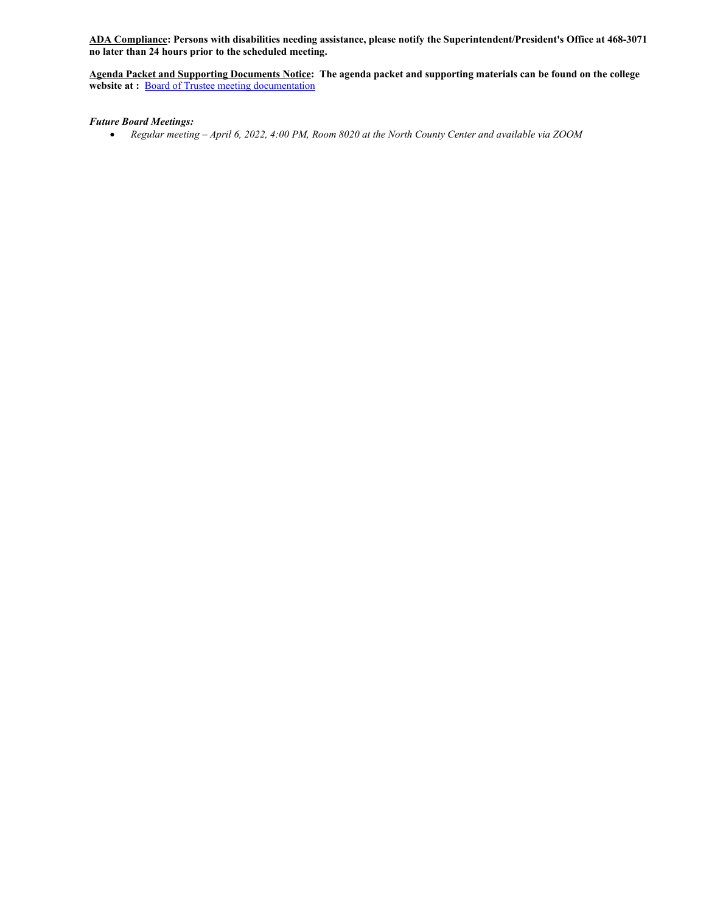**ADA Compliance: Persons with disabilities needing assistance, please notify the Superintendent/President's Office at 468-3071 no later than 24 hours prior to the scheduled meeting.**

**Agenda Packet and Supporting Documents Notice: The agenda packet and supporting materials can be found on the college website at :** Board of Trustee meeting documentation

***Future Board Meetings:***

- *Regular meeting – April 6, 2022, 4:00 PM, Room 8020 at the North County Center and available via ZOOM*